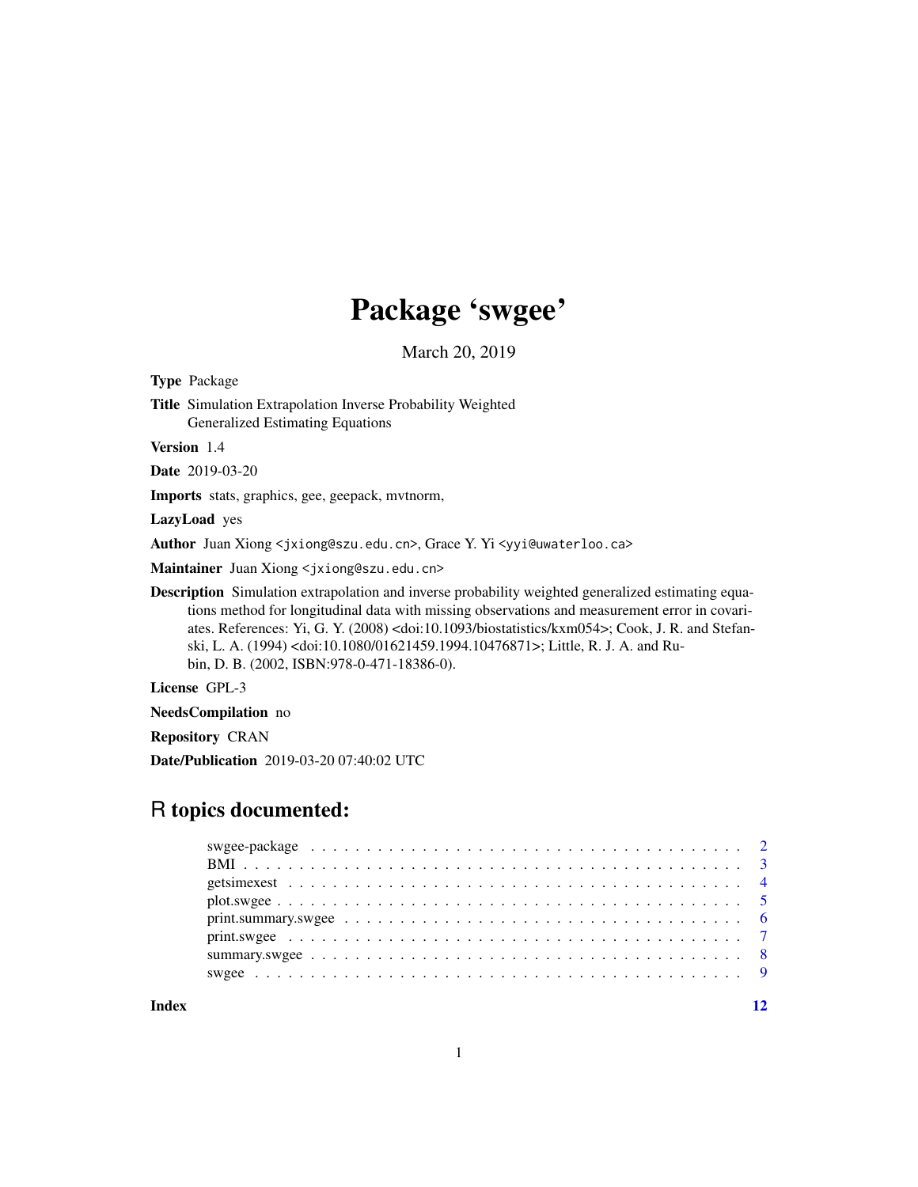# Package 'swgee'

March 20, 2019

**Type** Package

**Title** Simulation Extrapolation Inverse Probability Weighted Generalized Estimating Equations

**Version** 1.4

**Date** 2019-03-20

**Imports** stats, graphics, gee, geepack, mvtnorm,

**LazyLoad** yes

**Author** Juan Xiong <jxiong@szu.edu.cn>, Grace Y. Yi <yyi@uwaterloo.ca>

**Maintainer** Juan Xiong <jxiong@szu.edu.cn>

**Description** Simulation extrapolation and inverse probability weighted generalized estimating equations method for longitudinal data with missing observations and measurement error in covariates. References: Yi, G. Y. (2008) <doi:10.1093/biostatistics/kxm054>; Cook, J. R. and Stefanski, L. A. (1994) <doi:10.1080/01621459.1994.10476871>; Little, R. J. A. and Rubin, D. B. (2002, ISBN:978-0-471-18386-0).

**License** GPL-3

**NeedsCompilation** no

**Repository** CRAN

**Date/Publication** 2019-03-20 07:40:02 UTC

## R topics documented:

- swgee-package . . . . . . . . . . . . . . . . . . . . . . . . . . . . . . . . . . . . 2
- BMI . . . . . . . . . . . . . . . . . . . . . . . . . . . . . . . . . . . . . . . . . 3
- getsimexest . . . . . . . . . . . . . . . . . . . . . . . . . . . . . . . . . . . . . 4
- plot.swgee . . . . . . . . . . . . . . . . . . . . . . . . . . . . . . . . . . . . . 5
- print.summary.swgee . . . . . . . . . . . . . . . . . . . . . . . . . . . . . . . . 6
- print.swgee . . . . . . . . . . . . . . . . . . . . . . . . . . . . . . . . . . . . . 7
- summary.swgee . . . . . . . . . . . . . . . . . . . . . . . . . . . . . . . . . . . 8
- swgee . . . . . . . . . . . . . . . . . . . . . . . . . . . . . . . . . . . . . . . . 9

**Index** 12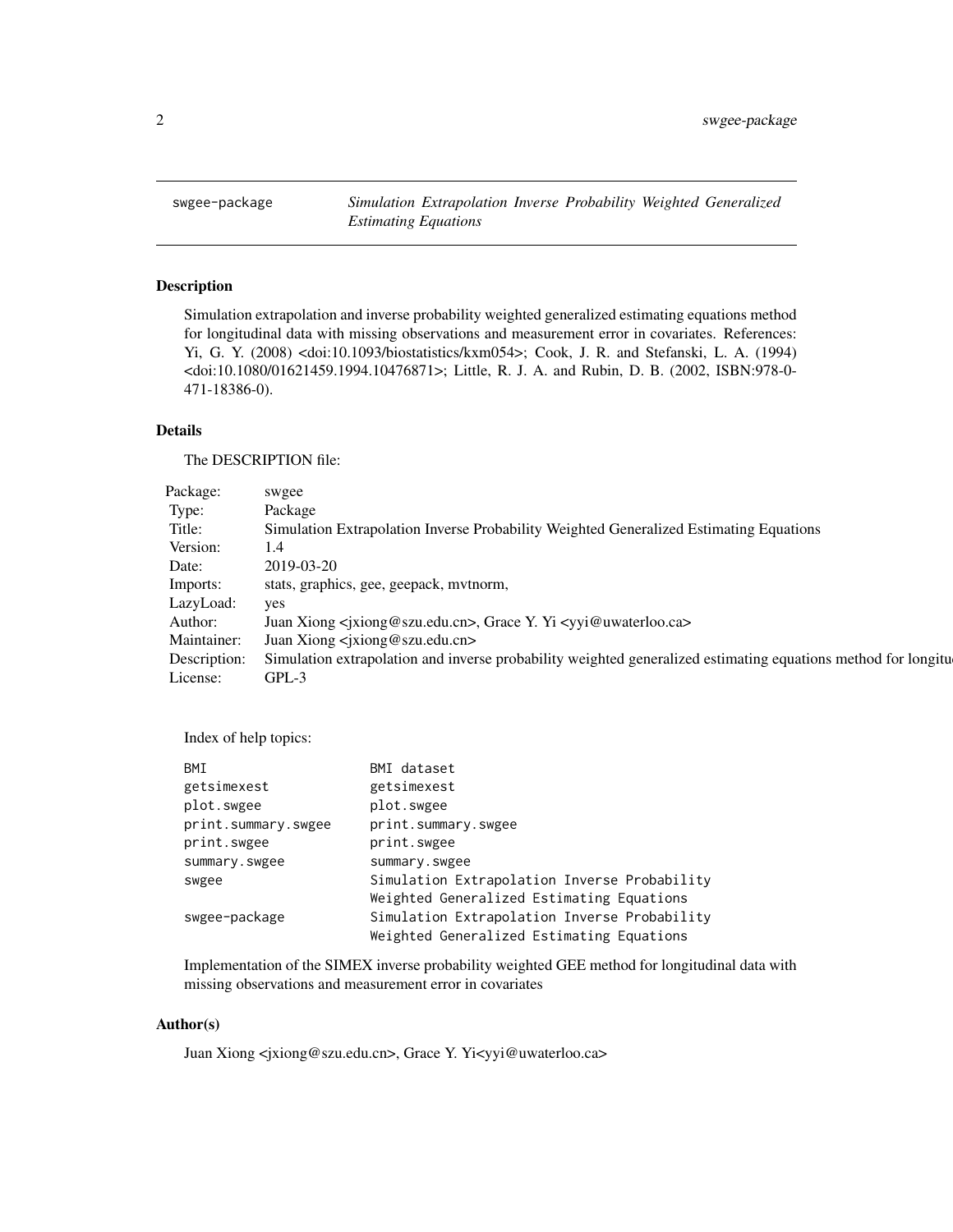swgee-package *Simulation Extrapolation Inverse Probability Weighted Generalized Estimating Equations*

## Description

Simulation extrapolation and inverse probability weighted generalized estimating equations method for longitudinal data with missing observations and measurement error in covariates. References: Yi, G. Y. (2008) <doi:10.1093/biostatistics/kxm054>; Cook, J. R. and Stefanski, L. A. (1994) <doi:10.1080/01621459.1994.10476871>; Little, R. J. A. and Rubin, D. B. (2002, ISBN:978-0-471-18386-0).

## Details

The DESCRIPTION file:

| | |
|---|---|
| Package: | swgee |
| Type: | Package |
| Title: | Simulation Extrapolation Inverse Probability Weighted Generalized Estimating Equations |
| Version: | 1.4 |
| Date: | 2019-03-20 |
| Imports: | stats, graphics, gee, geepack, mvtnorm, |
| LazyLoad: | yes |
| Author: | Juan Xiong <jxiong@szu.edu.cn>, Grace Y. Yi <yyi@uwaterloo.ca> |
| Maintainer: | Juan Xiong <jxiong@szu.edu.cn> |
| Description: | Simulation extrapolation and inverse probability weighted generalized estimating equations method for longitu |
| License: | GPL-3 |

Index of help topics:

```
BMI                     BMI dataset
getsimexest             getsimexest
plot.swgee              plot.swgee
print.summary.swgee     print.summary.swgee
print.swgee             print.swgee
summary.swgee           summary.swgee
swgee                   Simulation Extrapolation Inverse Probability
                        Weighted Generalized Estimating Equations
swgee-package           Simulation Extrapolation Inverse Probability
                        Weighted Generalized Estimating Equations
```

Implementation of the SIMEX inverse probability weighted GEE method for longitudinal data with missing observations and measurement error in covariates

## Author(s)

Juan Xiong <jxiong@szu.edu.cn>, Grace Y. Yi<yyi@uwaterloo.ca>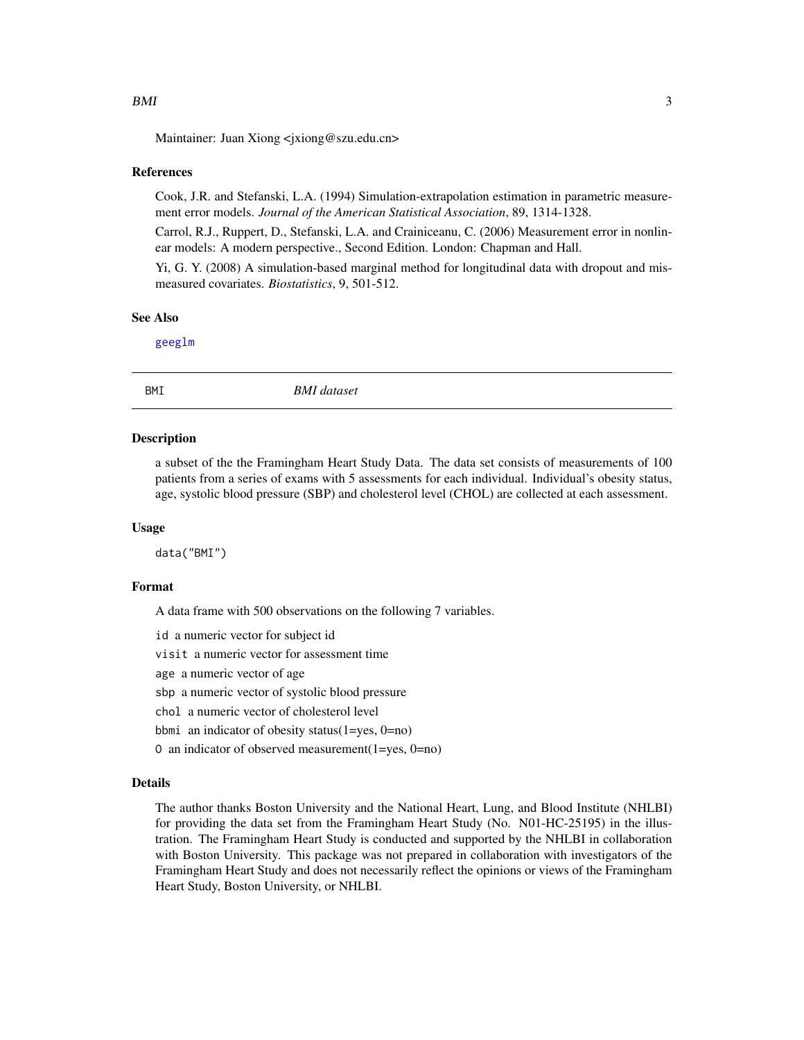Maintainer: Juan Xiong <jxiong@szu.edu.cn>

### References

Cook, J.R. and Stefanski, L.A. (1994) Simulation-extrapolation estimation in parametric measurement error models. *Journal of the American Statistical Association*, 89, 1314-1328.

Carrol, R.J., Ruppert, D., Stefanski, L.A. and Crainiceanu, C. (2006) Measurement error in nonlinear models: A modern perspective., Second Edition. London: Chapman and Hall.

Yi, G. Y. (2008) A simulation-based marginal method for longitudinal data with dropout and mismeasured covariates. *Biostatistics*, 9, 501-512.

### See Also

geeglm

---

## BMI — *BMI dataset*

---

### Description

a subset of the the Framingham Heart Study Data. The data set consists of measurements of 100 patients from a series of exams with 5 assessments for each individual. Individual's obesity status, age, systolic blood pressure (SBP) and cholesterol level (CHOL) are collected at each assessment.

### Usage

```
data("BMI")
```

### Format

A data frame with 500 observations on the following 7 variables.

`id` a numeric vector for subject id

`visit` a numeric vector for assessment time

`age` a numeric vector of age

`sbp` a numeric vector of systolic blood pressure

`chol` a numeric vector of cholesterol level

`bbmi` an indicator of obesity status(1=yes, 0=no)

`O` an indicator of observed measurement(1=yes, 0=no)

### Details

The author thanks Boston University and the National Heart, Lung, and Blood Institute (NHLBI) for providing the data set from the Framingham Heart Study (No. N01-HC-25195) in the illustration. The Framingham Heart Study is conducted and supported by the NHLBI in collaboration with Boston University. This package was not prepared in collaboration with investigators of the Framingham Heart Study and does not necessarily reflect the opinions or views of the Framingham Heart Study, Boston University, or NHLBI.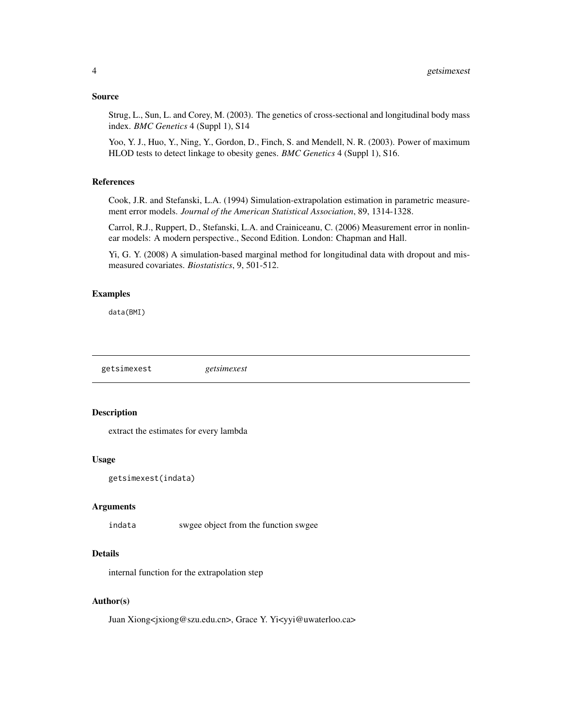### Source

Strug, L., Sun, L. and Corey, M. (2003). The genetics of cross-sectional and longitudinal body mass index. *BMC Genetics* 4 (Suppl 1), S14

Yoo, Y. J., Huo, Y., Ning, Y., Gordon, D., Finch, S. and Mendell, N. R. (2003). Power of maximum HLOD tests to detect linkage to obesity genes. *BMC Genetics* 4 (Suppl 1), S16.

### References

Cook, J.R. and Stefanski, L.A. (1994) Simulation-extrapolation estimation in parametric measurement error models. *Journal of the American Statistical Association*, 89, 1314-1328.

Carrol, R.J., Ruppert, D., Stefanski, L.A. and Crainiceanu, C. (2006) Measurement error in nonlinear models: A modern perspective., Second Edition. London: Chapman and Hall.

Yi, G. Y. (2008) A simulation-based marginal method for longitudinal data with dropout and mismeasured covariates. *Biostatistics*, 9, 501-512.

### Examples

```
data(BMI)
```

---

## getsimexest *getsimexest*

---

### Description

extract the estimates for every lambda

### Usage

```
getsimexest(indata)
```

### Arguments

| | |
|---|---|
| indata | swgee object from the function swgee |

### Details

internal function for the extrapolation step

### Author(s)

Juan Xiong<jxiong@szu.edu.cn>, Grace Y. Yi<yyi@uwaterloo.ca>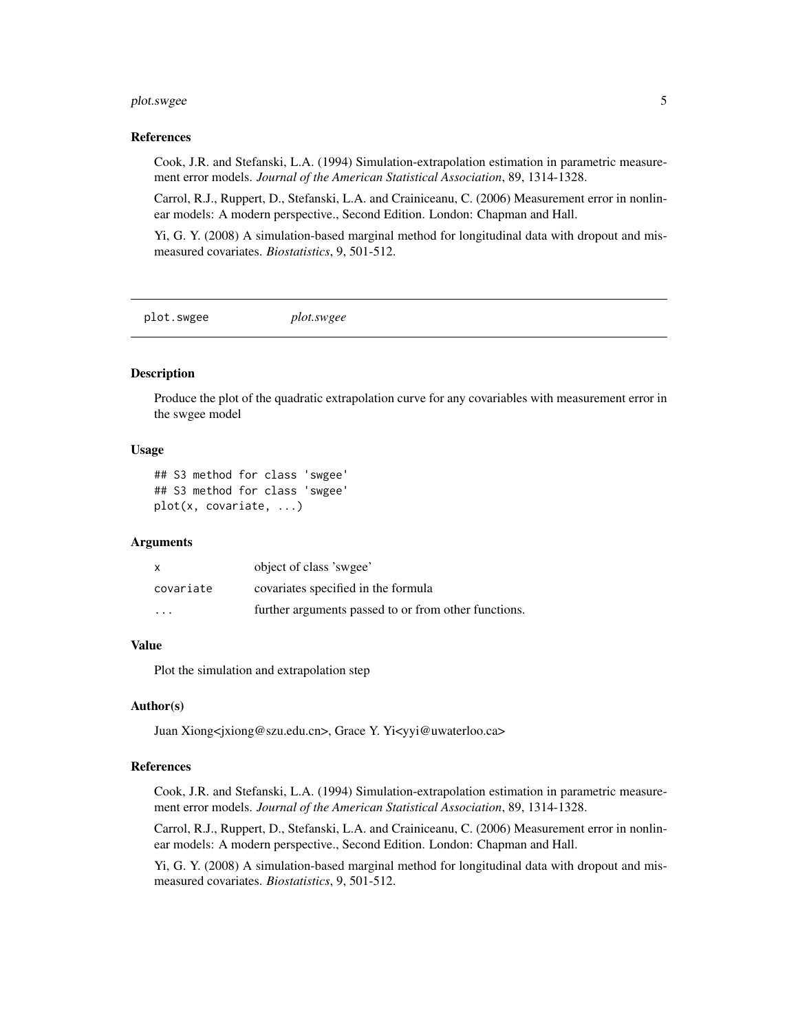### References

Cook, J.R. and Stefanski, L.A. (1994) Simulation-extrapolation estimation in parametric measurement error models. *Journal of the American Statistical Association*, 89, 1314-1328.

Carrol, R.J., Ruppert, D., Stefanski, L.A. and Crainiceanu, C. (2006) Measurement error in nonlinear models: A modern perspective., Second Edition. London: Chapman and Hall.

Yi, G. Y. (2008) A simulation-based marginal method for longitudinal data with dropout and mismeasured covariates. *Biostatistics*, 9, 501-512.

---

## plot.swgee *plot.swgee*

### Description

Produce the plot of the quadratic extrapolation curve for any covariables with measurement error in the swgee model

### Usage

```
## S3 method for class 'swgee'
## S3 method for class 'swgee'
plot(x, covariate, ...)
```

### Arguments

| | |
|---|---|
| x | object of class 'swgee' |
| covariate | covariates specified in the formula |
| ... | further arguments passed to or from other functions. |

### Value

Plot the simulation and extrapolation step

### Author(s)

Juan Xiong<jxiong@szu.edu.cn>, Grace Y. Yi<yyi@uwaterloo.ca>

### References

Cook, J.R. and Stefanski, L.A. (1994) Simulation-extrapolation estimation in parametric measurement error models. *Journal of the American Statistical Association*, 89, 1314-1328.

Carrol, R.J., Ruppert, D., Stefanski, L.A. and Crainiceanu, C. (2006) Measurement error in nonlinear models: A modern perspective., Second Edition. London: Chapman and Hall.

Yi, G. Y. (2008) A simulation-based marginal method for longitudinal data with dropout and mismeasured covariates. *Biostatistics*, 9, 501-512.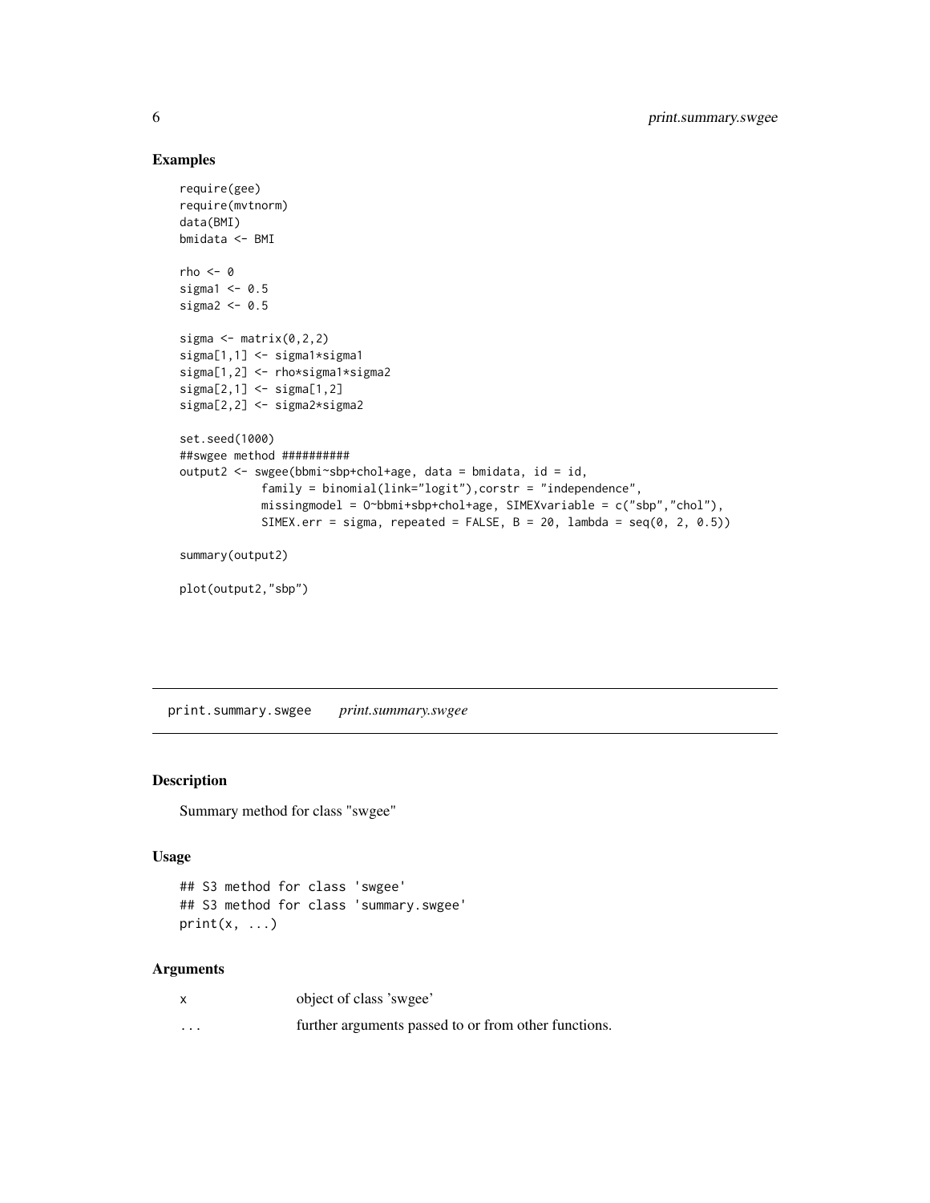## Examples

```
require(gee)
require(mvtnorm)
data(BMI)
bmidata <- BMI

rho <- 0
sigma1 <- 0.5
sigma2 <- 0.5

sigma <- matrix(0,2,2)
sigma[1,1] <- sigma1*sigma1
sigma[1,2] <- rho*sigma1*sigma2
sigma[2,1] <- sigma[1,2]
sigma[2,2] <- sigma2*sigma2

set.seed(1000)
##swgee method ##########
output2 <- swgee(bbmi~sbp+chol+age, data = bmidata, id = id,
            family = binomial(link="logit"),corstr = "independence",
            missingmodel = O~bbmi+sbp+chol+age, SIMEXvariable = c("sbp","chol"),
            SIMEX.err = sigma, repeated = FALSE, B = 20, lambda = seq(0, 2, 0.5))

summary(output2)

plot(output2,"sbp")
```

# print.summary.swgee *print.summary.swgee*

## Description

Summary method for class "swgee"

## Usage

```
## S3 method for class 'swgee'
## S3 method for class 'summary.swgee'
print(x, ...)
```

## Arguments

| | |
|---|---|
| x | object of class 'swgee' |
| ... | further arguments passed to or from other functions. |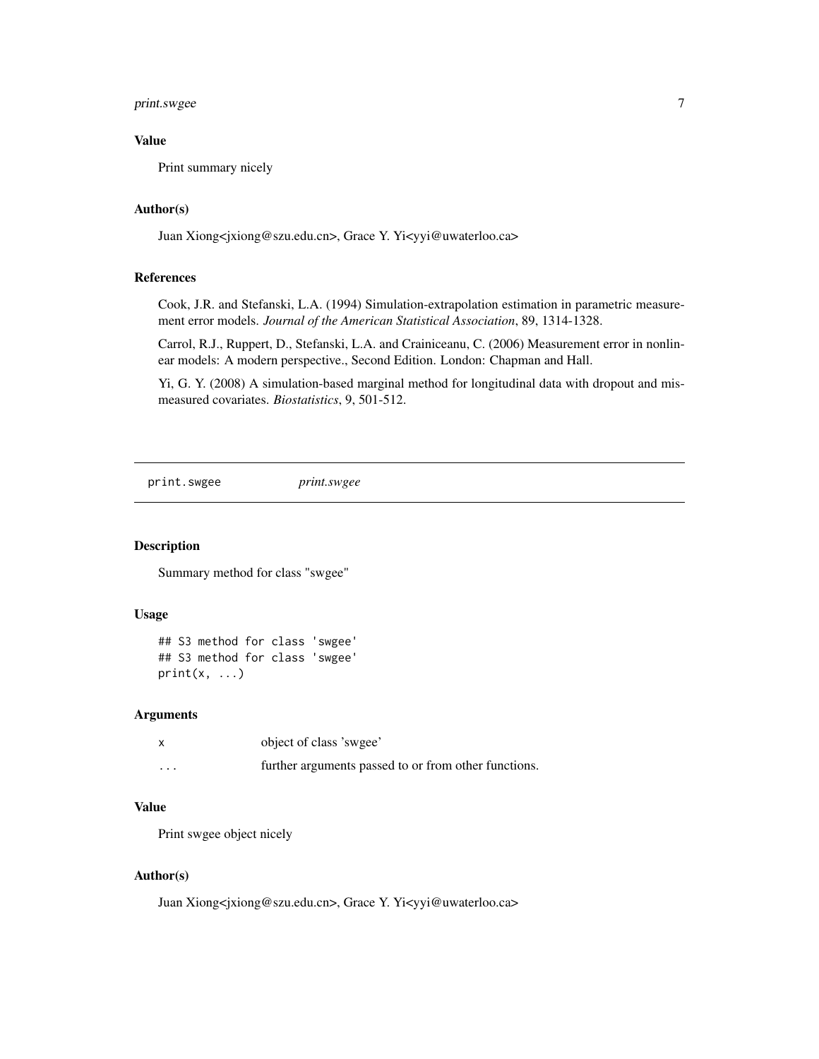### Value

Print summary nicely

### Author(s)

Juan Xiong<jxiong@szu.edu.cn>, Grace Y. Yi<yyi@uwaterloo.ca>

### References

Cook, J.R. and Stefanski, L.A. (1994) Simulation-extrapolation estimation in parametric measurement error models. *Journal of the American Statistical Association*, 89, 1314-1328.

Carrol, R.J., Ruppert, D., Stefanski, L.A. and Crainiceanu, C. (2006) Measurement error in nonlinear models: A modern perspective., Second Edition. London: Chapman and Hall.

Yi, G. Y. (2008) A simulation-based marginal method for longitudinal data with dropout and mismeasured covariates. *Biostatistics*, 9, 501-512.

---

## print.swgee — *print.swgee*

### Description

Summary method for class "swgee"

### Usage

```
## S3 method for class 'swgee'
## S3 method for class 'swgee'
print(x, ...)
```

### Arguments

| | |
|---|---|
| x | object of class 'swgee' |
| ... | further arguments passed to or from other functions. |

### Value

Print swgee object nicely

### Author(s)

Juan Xiong<jxiong@szu.edu.cn>, Grace Y. Yi<yyi@uwaterloo.ca>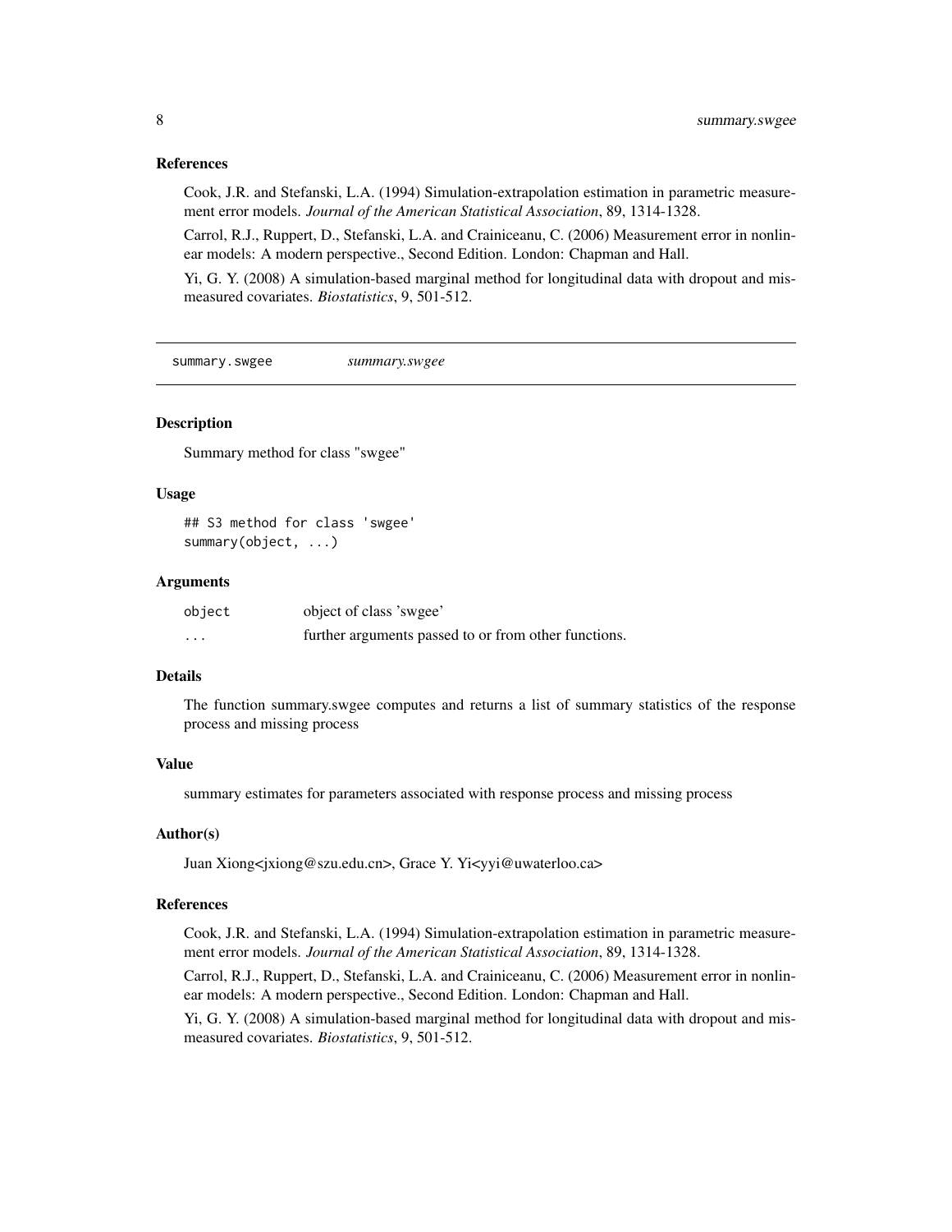### References

Cook, J.R. and Stefanski, L.A. (1994) Simulation-extrapolation estimation in parametric measurement error models. *Journal of the American Statistical Association*, 89, 1314-1328.

Carrol, R.J., Ruppert, D., Stefanski, L.A. and Crainiceanu, C. (2006) Measurement error in nonlinear models: A modern perspective., Second Edition. London: Chapman and Hall.

Yi, G. Y. (2008) A simulation-based marginal method for longitudinal data with dropout and mismeasured covariates. *Biostatistics*, 9, 501-512.

---

## summary.swgee — *summary.swgee*

### Description

Summary method for class "swgee"

### Usage

```
## S3 method for class 'swgee'
summary(object, ...)
```

### Arguments

| | |
|---|---|
| object | object of class 'swgee' |
| ... | further arguments passed to or from other functions. |

### Details

The function summary.swgee computes and returns a list of summary statistics of the response process and missing process

### Value

summary estimates for parameters associated with response process and missing process

### Author(s)

Juan Xiong<jxiong@szu.edu.cn>, Grace Y. Yi<yyi@uwaterloo.ca>

### References

Cook, J.R. and Stefanski, L.A. (1994) Simulation-extrapolation estimation in parametric measurement error models. *Journal of the American Statistical Association*, 89, 1314-1328.

Carrol, R.J., Ruppert, D., Stefanski, L.A. and Crainiceanu, C. (2006) Measurement error in nonlinear models: A modern perspective., Second Edition. London: Chapman and Hall.

Yi, G. Y. (2008) A simulation-based marginal method for longitudinal data with dropout and mismeasured covariates. *Biostatistics*, 9, 501-512.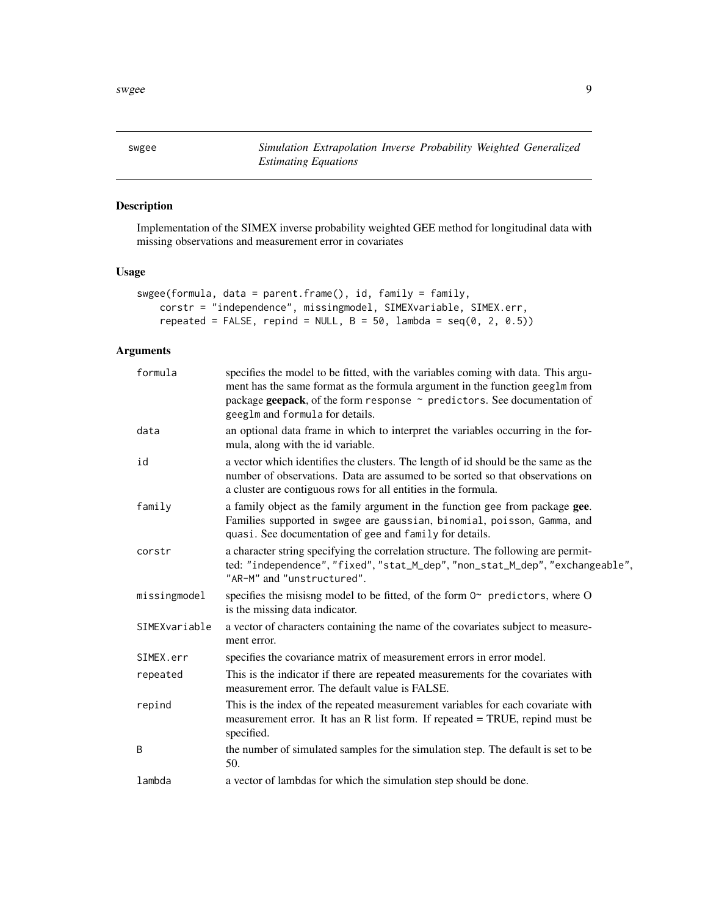swgee — *Simulation Extrapolation Inverse Probability Weighted Generalized Estimating Equations*

## Description

Implementation of the SIMEX inverse probability weighted GEE method for longitudinal data with missing observations and measurement error in covariates

## Usage

```
swgee(formula, data = parent.frame(), id, family = family,
    corstr = "independence", missingmodel, SIMEXvariable, SIMEX.err,
    repeated = FALSE, repind = NULL, B = 50, lambda = seq(0, 2, 0.5))
```

## Arguments

| | |
|---|---|
| `formula` | specifies the model to be fitted, with the variables coming with data. This argument has the same format as the formula argument in the function `geeglm` from package **geepack**, of the form `response ~ predictors`. See documentation of `geeglm` and `formula` for details. |
| `data` | an optional data frame in which to interpret the variables occurring in the formula, along with the id variable. |
| `id` | a vector which identifies the clusters. The length of id should be the same as the number of observations. Data are assumed to be sorted so that observations on a cluster are contiguous rows for all entities in the formula. |
| `family` | a family object as the family argument in the function `gee` from package **gee**. Families supported in swgee are `gaussian`, `binomial`, `poisson`, `Gamma`, and `quasi`. See documentation of `gee` and `family` for details. |
| `corstr` | a character string specifying the correlation structure. The following are permitted: `"independence"`, `"fixed"`, `"stat_M_dep"`, `"non_stat_M_dep"`, `"exchangeable"`, `"AR-M"` and `"unstructured"`. |
| `missingmodel` | specifies the misisng model to be fitted, of the form `O~ predictors`, where O is the missing data indicator. |
| `SIMEXvariable` | a vector of characters containing the name of the covariates subject to measurement error. |
| `SIMEX.err` | specifies the covariance matrix of measurement errors in error model. |
| `repeated` | This is the indicator if there are repeated measurements for the covariates with measurement error. The default value is FALSE. |
| `repind` | This is the index of the repeated measurement variables for each covariate with measurement error. It has an R list form. If repeated = TRUE, repind must be specified. |
| `B` | the number of simulated samples for the simulation step. The default is set to be 50. |
| `lambda` | a vector of lambdas for which the simulation step should be done. |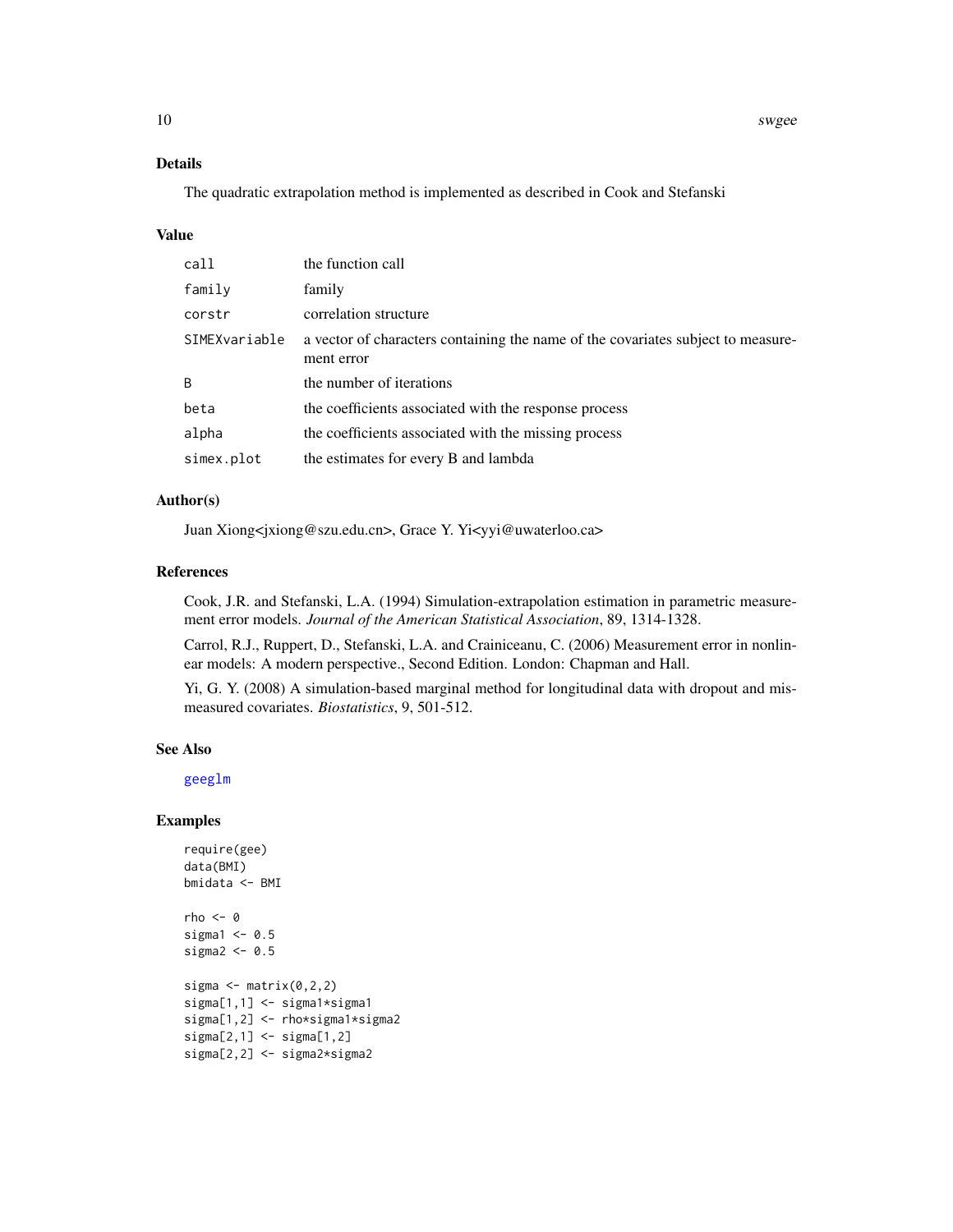### Details

The quadratic extrapolation method is implemented as described in Cook and Stefanski

### Value

| | |
|---|---|
| call | the function call |
| family | family |
| corstr | correlation structure |
| SIMEXvariable | a vector of characters containing the name of the covariates subject to measurement error |
| B | the number of iterations |
| beta | the coefficients associated with the response process |
| alpha | the coefficients associated with the missing process |
| simex.plot | the estimates for every B and lambda |

### Author(s)

Juan Xiong<jxiong@szu.edu.cn>, Grace Y. Yi<yyi@uwaterloo.ca>

### References

Cook, J.R. and Stefanski, L.A. (1994) Simulation-extrapolation estimation in parametric measurement error models. *Journal of the American Statistical Association*, 89, 1314-1328.

Carrol, R.J., Ruppert, D., Stefanski, L.A. and Crainiceanu, C. (2006) Measurement error in nonlinear models: A modern perspective., Second Edition. London: Chapman and Hall.

Yi, G. Y. (2008) A simulation-based marginal method for longitudinal data with dropout and mismeasured covariates. *Biostatistics*, 9, 501-512.

### See Also

geeglm

### Examples

```
require(gee)
data(BMI)
bmidata <- BMI

rho <- 0
sigma1 <- 0.5
sigma2 <- 0.5

sigma <- matrix(0,2,2)
sigma[1,1] <- sigma1*sigma1
sigma[1,2] <- rho*sigma1*sigma2
sigma[2,1] <- sigma[1,2]
sigma[2,2] <- sigma2*sigma2
```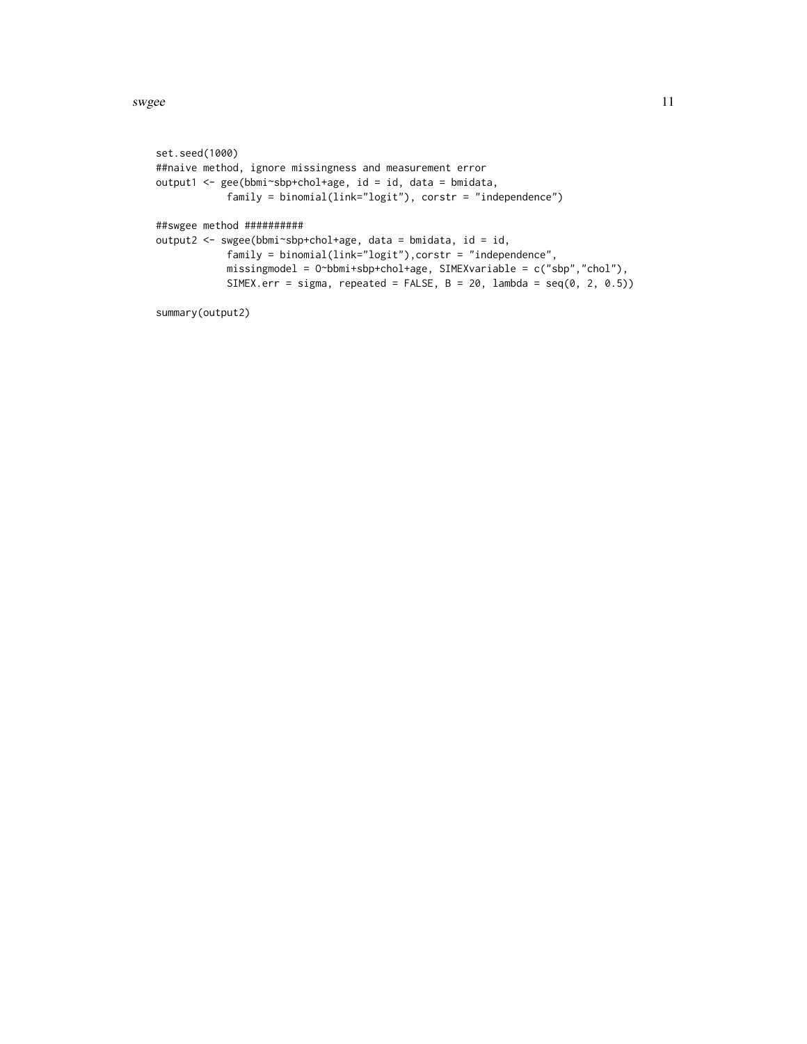```
set.seed(1000)
##naive method, ignore missingness and measurement error
output1 <- gee(bbmi~sbp+chol+age, id = id, data = bmidata,
            family = binomial(link="logit"), corstr = "independence")

##swgee method ##########
output2 <- swgee(bbmi~sbp+chol+age, data = bmidata, id = id,
            family = binomial(link="logit"),corstr = "independence",
            missingmodel = O~bbmi+sbp+chol+age, SIMEXvariable = c("sbp","chol"),
            SIMEX.err = sigma, repeated = FALSE, B = 20, lambda = seq(0, 2, 0.5))

summary(output2)
```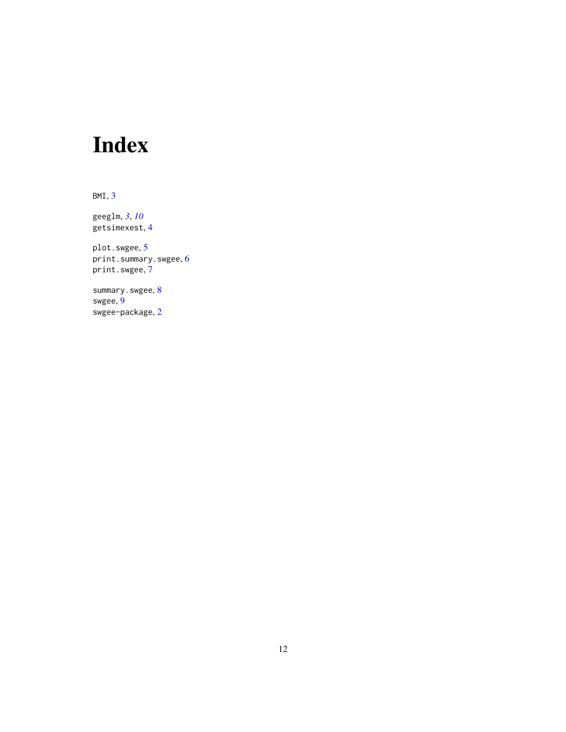# Index

BMI, 3

geeglm, *3*, *10*
getsimexest, 4

plot.swgee, 5
print.summary.swgee, 6
print.swgee, 7

summary.swgee, 8
swgee, 9
swgee-package, 2